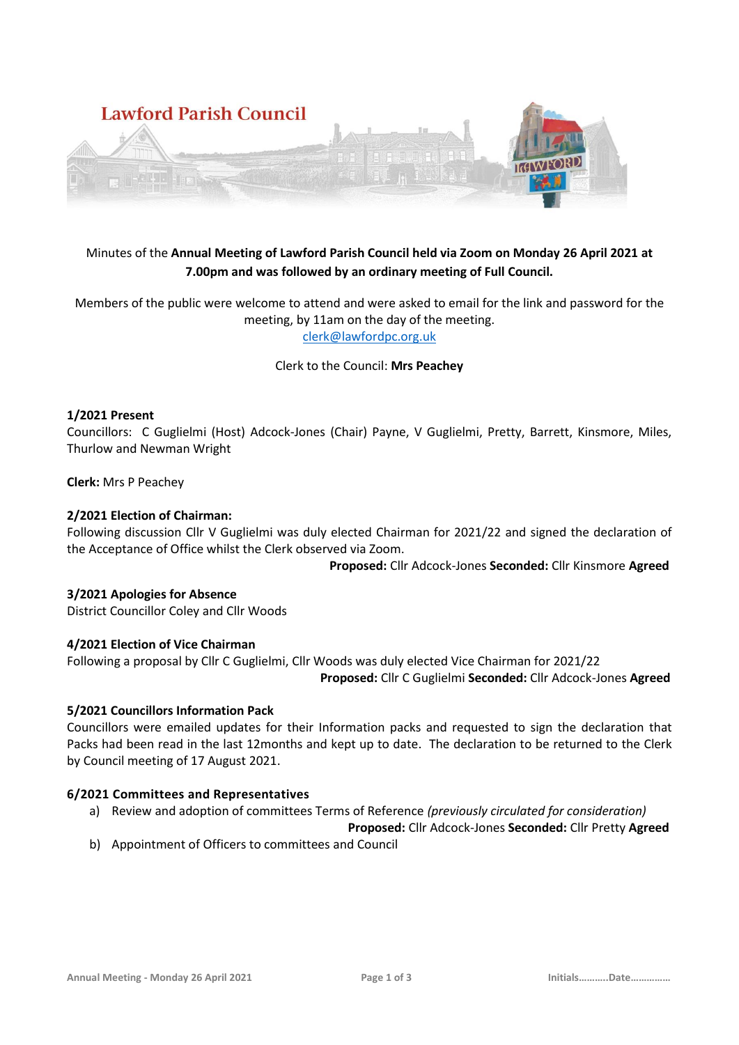Lawford Parish Council

Minutes of the **Annual Meeting of Lawford Parish Council held via Zoom on Monday 26 April 2021 at 7.00pm and was followed by an ordinary meeting of Full Council.**

Members of the public were welcome to attend and were asked to email for the link and password for the meeting, by 11am on the day of the meeting.
clerk@lawfordpc.org.uk

Clerk to the Council: **Mrs Peachey**

### 1/2021 Present

Councillors: C Guglielmi (Host) Adcock-Jones (Chair) Payne, V Guglielmi, Pretty, Barrett, Kinsmore, Miles, Thurlow and Newman Wright

**Clerk:** Mrs P Peachey

### 2/2021 Election of Chairman:

Following discussion Cllr V Guglielmi was duly elected Chairman for 2021/22 and signed the declaration of the Acceptance of Office whilst the Clerk observed via Zoom.

**Proposed:** Cllr Adcock-Jones **Seconded:** Cllr Kinsmore **Agreed**

### 3/2021 Apologies for Absence

District Councillor Coley and Cllr Woods

### 4/2021 Election of Vice Chairman

Following a proposal by Cllr C Guglielmi, Cllr Woods was duly elected Vice Chairman for 2021/22

**Proposed:** Cllr C Guglielmi **Seconded:** Cllr Adcock-Jones **Agreed**

### 5/2021 Councillors Information Pack

Councillors were emailed updates for their Information packs and requested to sign the declaration that Packs had been read in the last 12months and kept up to date. The declaration to be returned to the Clerk by Council meeting of 17 August 2021.

### 6/2021 Committees and Representatives

a) Review and adoption of committees Terms of Reference *(previously circulated for consideration)*

**Proposed:** Cllr Adcock-Jones **Seconded:** Cllr Pretty **Agreed**

b) Appointment of Officers to committees and Council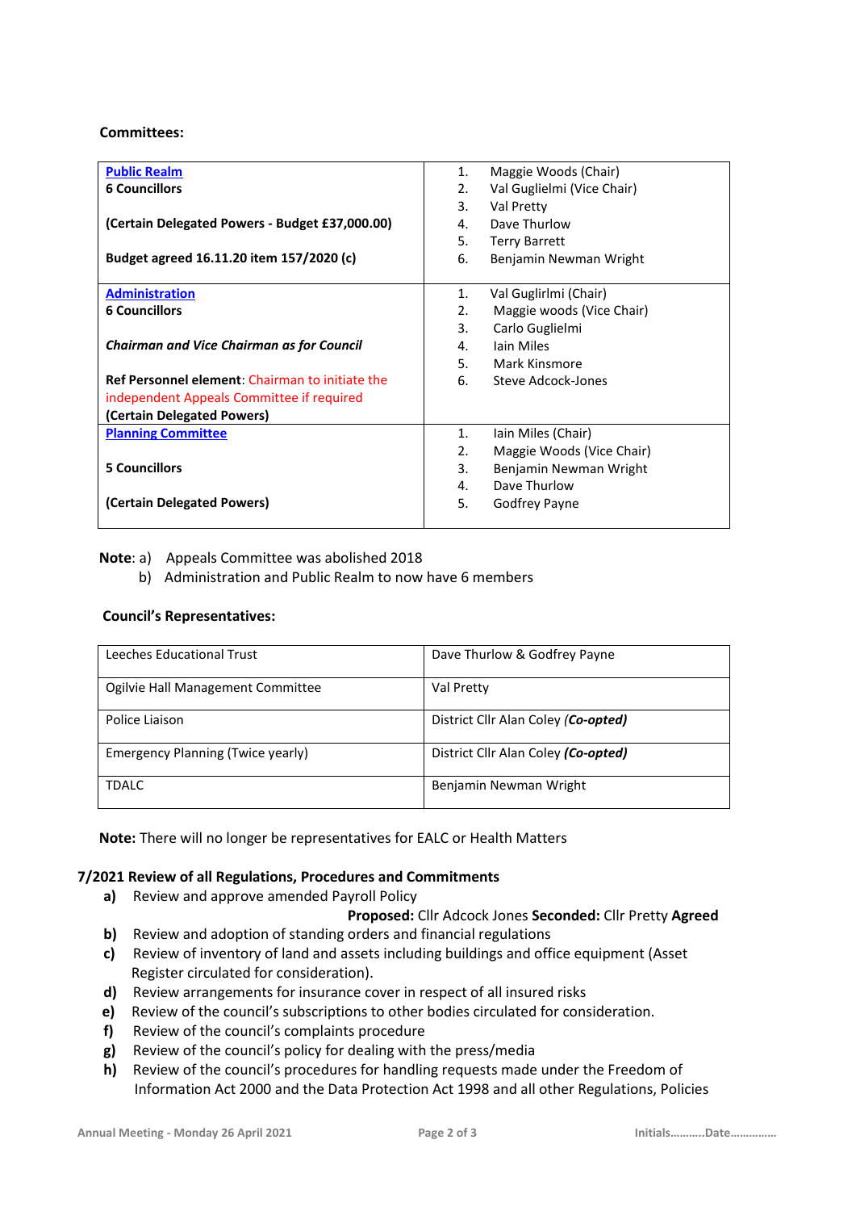**Committees:**

| Committee | Members |
|---|---|
| **Public Realm**<br>**6 Councillors**<br><br>**(Certain Delegated Powers - Budget £37,000.00)**<br><br>**Budget agreed 16.11.20 item 157/2020 (c)** | 1. Maggie Woods (Chair)<br>2. Val Guglielmi (Vice Chair)<br>3. Val Pretty<br>4. Dave Thurlow<br>5. Terry Barrett<br>6. Benjamin Newman Wright |
| **Administration**<br>**6 Councillors**<br><br>***Chairman and Vice Chairman as for Council***<br><br>**Ref Personnel element**: Chairman to initiate the independent Appeals Committee if required<br>**(Certain Delegated Powers)** | 1. Val Guglirlmi (Chair)<br>2. Maggie woods (Vice Chair)<br>3. Carlo Guglielmi<br>4. Iain Miles<br>5. Mark Kinsmore<br>6. Steve Adcock-Jones |
| **Planning Committee**<br><br>**5 Councillors**<br><br>**(Certain Delegated Powers)** | 1. Iain Miles (Chair)<br>2. Maggie Woods (Vice Chair)<br>3. Benjamin Newman Wright<br>4. Dave Thurlow<br>5. Godfrey Payne |

**Note**: a) Appeals Committee was abolished 2018

b) Administration and Public Realm to now have 6 members

**Council's Representatives:**

| Body | Representative |
|---|---|
| Leeches Educational Trust | Dave Thurlow & Godfrey Payne |
| Ogilvie Hall Management Committee | Val Pretty |
| Police Liaison | District Cllr Alan Coley *(**Co-opted)*** |
| Emergency Planning (Twice yearly) | District Cllr Alan Coley ***(Co-opted)*** |
| TDALC | Benjamin Newman Wright |

**Note:** There will no longer be representatives for EALC or Health Matters

**7/2021 Review of all Regulations, Procedures and Commitments**

**a)** Review and approve amended Payroll Policy

**Proposed:** Cllr Adcock Jones **Seconded:** Cllr Pretty **Agreed**

**b)** Review and adoption of standing orders and financial regulations

**c)** Review of inventory of land and assets including buildings and office equipment (Asset Register circulated for consideration).

**d)** Review arrangements for insurance cover in respect of all insured risks

**e)** Review of the council's subscriptions to other bodies circulated for consideration.

**f)** Review of the council's complaints procedure

**g)** Review of the council's policy for dealing with the press/media

**h)** Review of the council's procedures for handling requests made under the Freedom of Information Act 2000 and the Data Protection Act 1998 and all other Regulations, Policies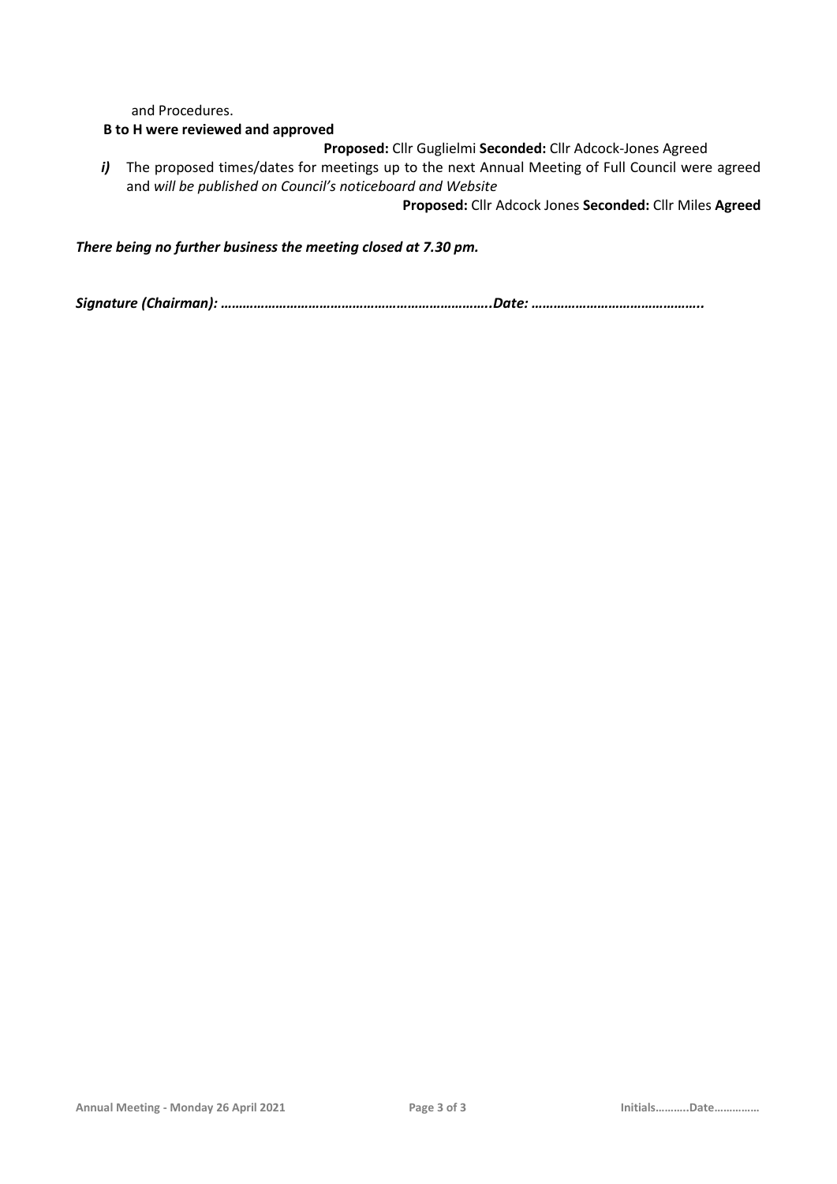and Procedures.

**B to H were reviewed and approved**

**Proposed:** Cllr Guglielmi **Seconded:** Cllr Adcock-Jones Agreed

***i)*** The proposed times/dates for meetings up to the next Annual Meeting of Full Council were agreed and *will be published on Council's noticeboard and Website*

**Proposed:** Cllr Adcock Jones **Seconded:** Cllr Miles **Agreed**

***There being no further business the meeting closed at 7.30 pm.***

***Signature (Chairman): ……………………………………………………………….Date: ………………………………………..***